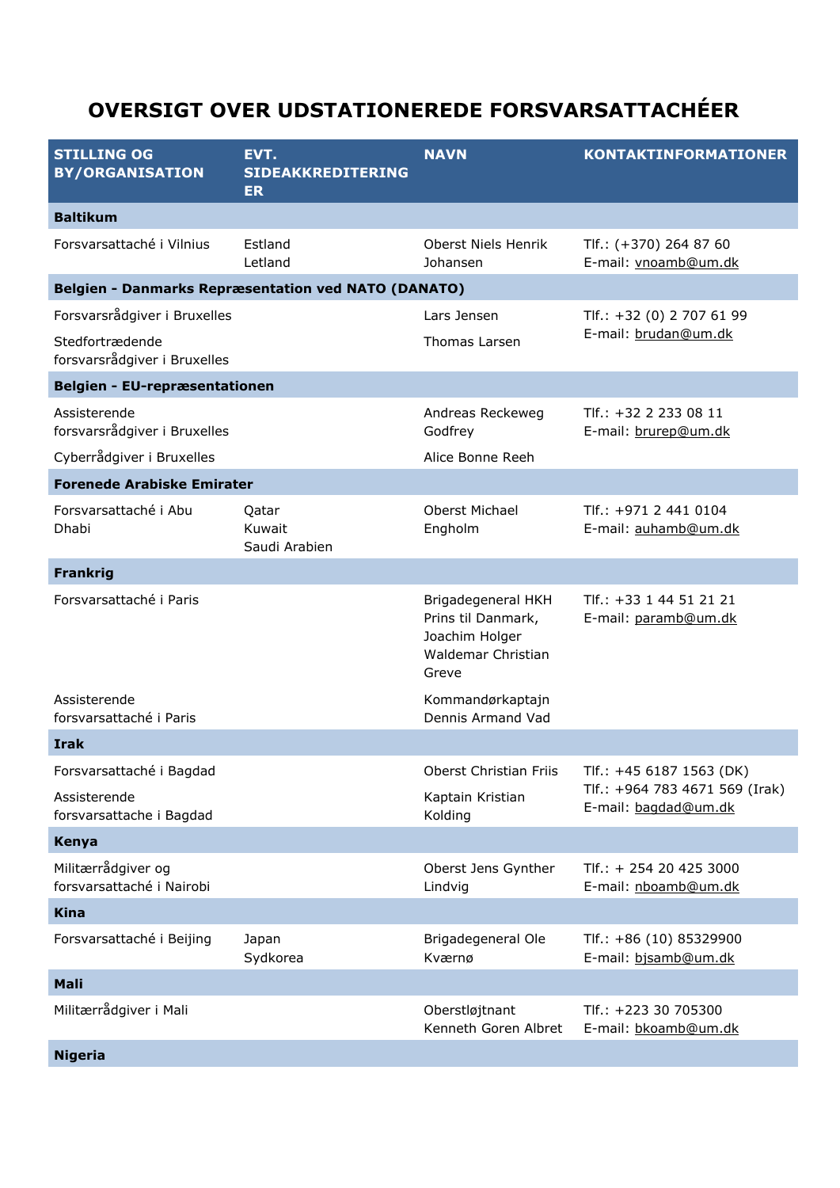# OVERSIGT OVER UDSTATIONEREDE FORSVARSATTACHÉER

| STILLING OG BY/ORGANISATION | EVT. SIDEAKKREDITERINGER | NAVN | KONTAKTINFORMATIONER |
|---|---|---|---|
| **Baltikum** | | | |
| Forsvarsattaché i Vilnius | Estland<br>Letland | Oberst Niels Henrik Johansen | Tlf.: (+370) 264 87 60<br>E-mail: vnoamb@um.dk |
| **Belgien - Danmarks Repræsentation ved NATO (DANATO)** | | | |
| Forsvarsrådgiver i Bruxelles | | Lars Jensen | Tlf.: +32 (0) 2 707 61 99<br>E-mail: brudan@um.dk |
| Stedfortrædende forsvarsrådgiver i Bruxelles | | Thomas Larsen | |
| **Belgien - EU-repræsentationen** | | | |
| Assisterende forsvarsrådgiver i Bruxelles | | Andreas Reckeweg Godfrey | Tlf.: +32 2 233 08 11<br>E-mail: brurep@um.dk |
| Cyberrådgiver i Bruxelles | | Alice Bonne Reeh | |
| **Forenede Arabiske Emirater** | | | |
| Forsvarsattaché i Abu Dhabi | Qatar<br>Kuwait<br>Saudi Arabien | Oberst Michael Engholm | Tlf.: +971 2 441 0104<br>E-mail: auhamb@um.dk |
| **Frankrig** | | | |
| Forsvarsattaché i Paris | | Brigadegeneral HKH Prins til Danmark, Joachim Holger Waldemar Christian Greve | Tlf.: +33 1 44 51 21 21<br>E-mail: paramb@um.dk |
| Assisterende forsvarsattaché i Paris | | Kommandørkaptajn Dennis Armand Vad | |
| **Irak** | | | |
| Forsvarsattaché i Bagdad | | Oberst Christian Friis | Tlf.: +45 6187 1563 (DK)<br>Tlf.: +964 783 4671 569 (Irak)<br>E-mail: bagdad@um.dk |
| Assisterende forsvarsattache i Bagdad | | Kaptain Kristian Kolding | |
| **Kenya** | | | |
| Militærrådgiver og forsvarsattaché i Nairobi | | Oberst Jens Gynther Lindvig | Tlf.: + 254 20 425 3000<br>E-mail: nboamb@um.dk |
| **Kina** | | | |
| Forsvarsattaché i Beijing | Japan<br>Sydkorea | Brigadegeneral Ole Kværnø | Tlf.: +86 (10) 85329900<br>E-mail: bjsamb@um.dk |
| **Mali** | | | |
| Militærrådgiver i Mali | | Oberstløjtnant Kenneth Goren Albret | Tlf.: +223 30 705300<br>E-mail: bkoamb@um.dk |
| **Nigeria** | | | |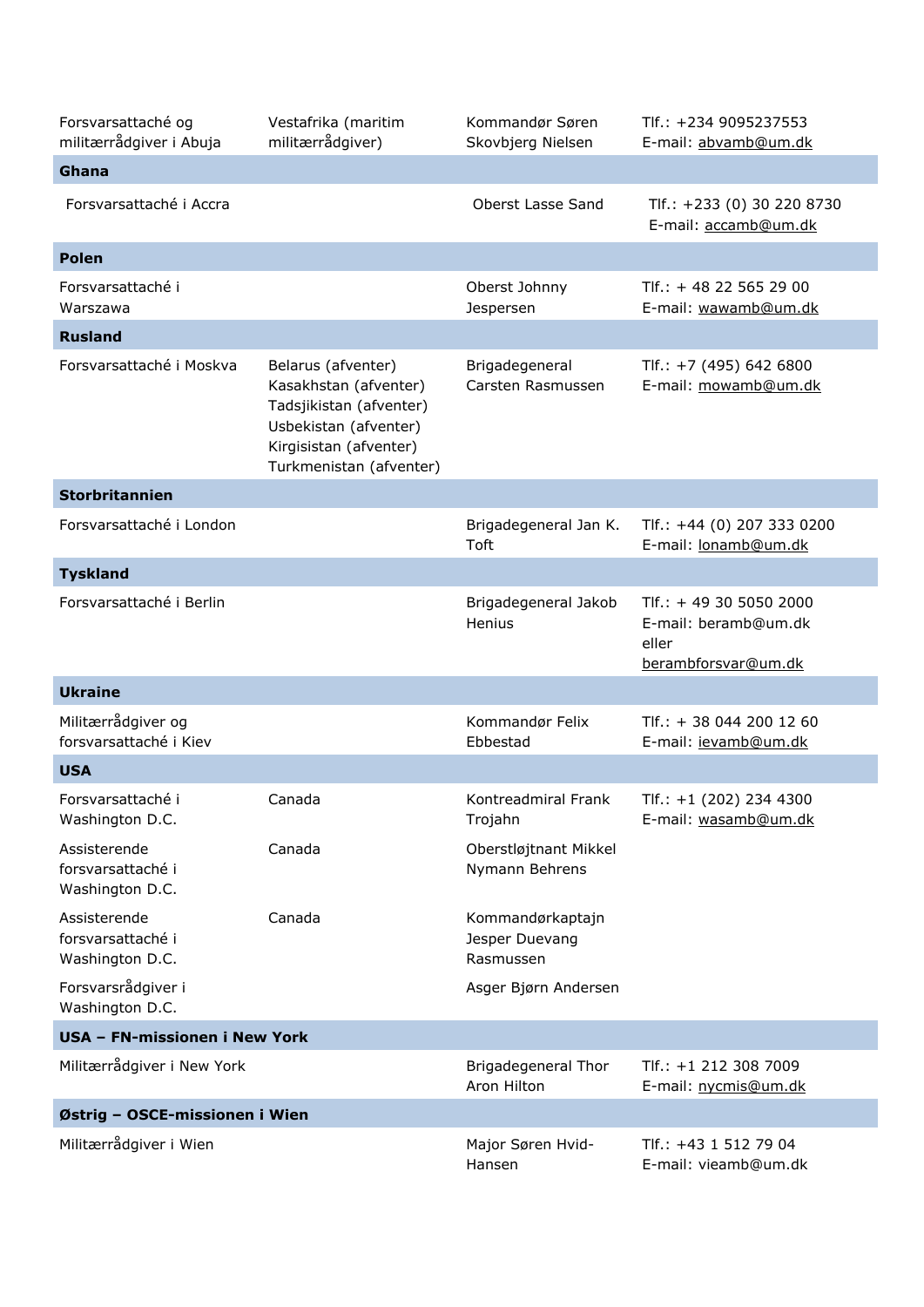| | | | |
|---|---|---|---|
| Forsvarsattaché og militærrådgiver i Abuja | Vestafrika (maritim militærrådgiver) | Kommandør Søren Skovbjerg Nielsen | Tlf.: +234 9095237553<br>E-mail: abvamb@um.dk |
| **Ghana** | | | |
| Forsvarsattaché i Accra | | Oberst Lasse Sand | Tlf.: +233 (0) 30 220 8730<br>E-mail: accamb@um.dk |
| **Polen** | | | |
| Forsvarsattaché i Warszawa | | Oberst Johnny Jespersen | Tlf.: + 48 22 565 29 00<br>E-mail: wawamb@um.dk |
| **Rusland** | | | |
| Forsvarsattaché i Moskva | Belarus (afventer)<br>Kasakhstan (afventer)<br>Tadsjikistan (afventer)<br>Usbekistan (afventer)<br>Kirgisistan (afventer)<br>Turkmenistan (afventer) | Brigadegeneral Carsten Rasmussen | Tlf.: +7 (495) 642 6800<br>E-mail: mowamb@um.dk |
| **Storbritannien** | | | |
| Forsvarsattaché i London | | Brigadegeneral Jan K. Toft | Tlf.: +44 (0) 207 333 0200<br>E-mail: lonamb@um.dk |
| **Tyskland** | | | |
| Forsvarsattaché i Berlin | | Brigadegeneral Jakob Henius | Tlf.: + 49 30 5050 2000<br>E-mail: beramb@um.dk eller berambforsvar@um.dk |
| **Ukraine** | | | |
| Militærrådgiver og forsvarsattaché i Kiev | | Kommandør Felix Ebbestad | Tlf.: + 38 044 200 12 60<br>E-mail: ievamb@um.dk |
| **USA** | | | |
| Forsvarsattaché i Washington D.C. | Canada | Kontreadmiral Frank Trojahn | Tlf.: +1 (202) 234 4300<br>E-mail: wasamb@um.dk |
| Assisterende forsvarsattaché i Washington D.C. | Canada | Oberstløjtnant Mikkel Nymann Behrens | |
| Assisterende forsvarsattaché i Washington D.C. | Canada | Kommandørkaptajn Jesper Duevang Rasmussen | |
| Forsvarsrådgiver i Washington D.C. | | Asger Bjørn Andersen | |
| **USA – FN-missionen i New York** | | | |
| Militærrådgiver i New York | | Brigadegeneral Thor Aron Hilton | Tlf.: +1 212 308 7009<br>E-mail: nycmis@um.dk |
| **Østrig – OSCE-missionen i Wien** | | | |
| Militærrådgiver i Wien | | Major Søren Hvid-Hansen | Tlf.: +43 1 512 79 04<br>E-mail: vieamb@um.dk |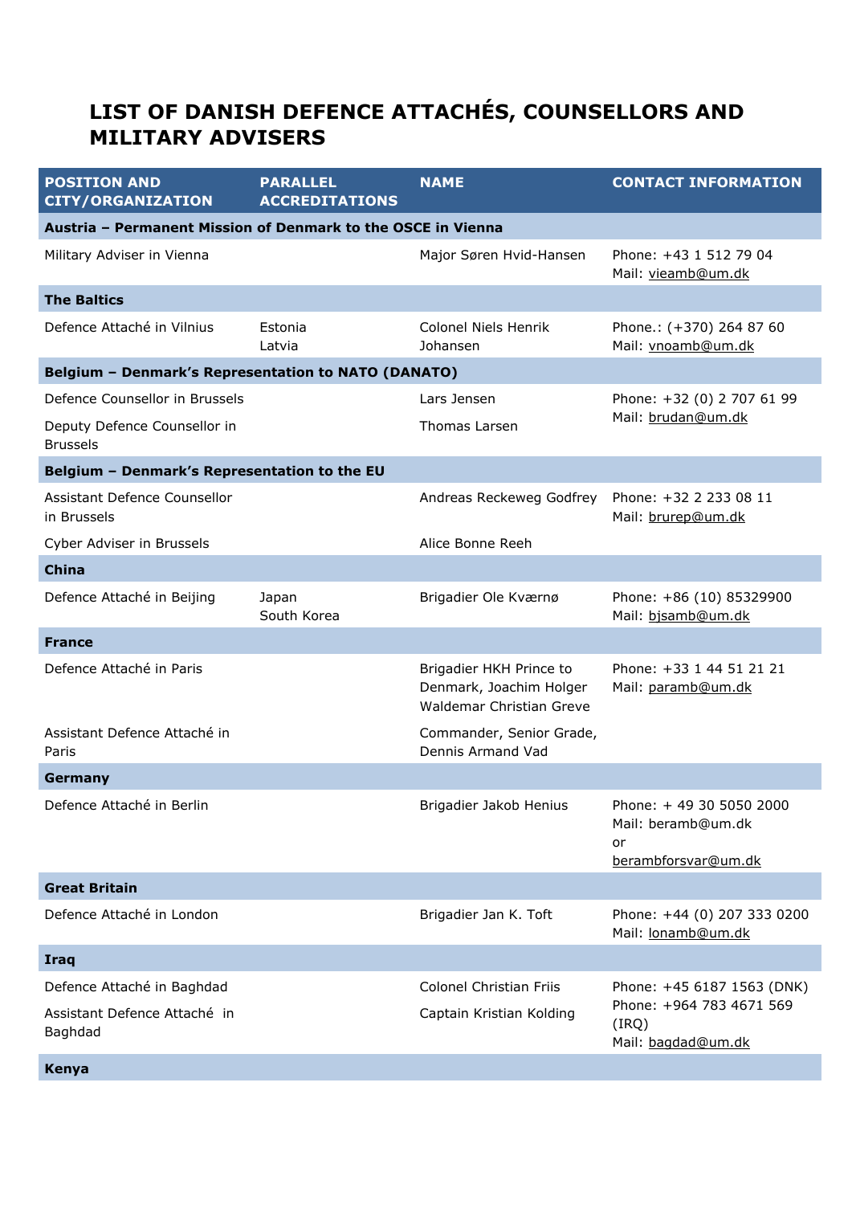# LIST OF DANISH DEFENCE ATTACHÉS, COUNSELLORS AND MILITARY ADVISERS

| POSITION AND CITY/ORGANIZATION | PARALLEL ACCREDITATIONS | NAME | CONTACT INFORMATION |
|---|---|---|---|
| **Austria – Permanent Mission of Denmark to the OSCE in Vienna** | | | |
| Military Adviser in Vienna | | Major Søren Hvid-Hansen | Phone: +43 1 512 79 04<br>Mail: vieamb@um.dk |
| **The Baltics** | | | |
| Defence Attaché in Vilnius | Estonia<br>Latvia | Colonel Niels Henrik Johansen | Phone.: (+370) 264 87 60<br>Mail: vnoamb@um.dk |
| **Belgium – Denmark's Representation to NATO (DANATO)** | | | |
| Defence Counsellor in Brussels | | Lars Jensen | Phone: +32 (0) 2 707 61 99<br>Mail: brudan@um.dk |
| Deputy Defence Counsellor in Brussels | | Thomas Larsen | |
| **Belgium – Denmark's Representation to the EU** | | | |
| Assistant Defence Counsellor in Brussels | | Andreas Reckeweg Godfrey | Phone: +32 2 233 08 11<br>Mail: brurep@um.dk |
| Cyber Adviser in Brussels | | Alice Bonne Reeh | |
| **China** | | | |
| Defence Attaché in Beijing | Japan<br>South Korea | Brigadier Ole Kværnø | Phone: +86 (10) 85329900<br>Mail: bjsamb@um.dk |
| **France** | | | |
| Defence Attaché in Paris | | Brigadier HKH Prince to Denmark, Joachim Holger Waldemar Christian Greve | Phone: +33 1 44 51 21 21<br>Mail: paramb@um.dk |
| Assistant Defence Attaché in Paris | | Commander, Senior Grade, Dennis Armand Vad | |
| **Germany** | | | |
| Defence Attaché in Berlin | | Brigadier Jakob Henius | Phone: + 49 30 5050 2000<br>Mail: beramb@um.dk<br>or<br>berambforsvar@um.dk |
| **Great Britain** | | | |
| Defence Attaché in London | | Brigadier Jan K. Toft | Phone: +44 (0) 207 333 0200<br>Mail: lonamb@um.dk |
| **Iraq** | | | |
| Defence Attaché in Baghdad | | Colonel Christian Friis | Phone: +45 6187 1563 (DNK)<br>Phone: +964 783 4671 569 (IRQ)<br>Mail: bagdad@um.dk |
| Assistant Defence Attaché in Baghdad | | Captain Kristian Kolding | |
| **Kenya** | | | |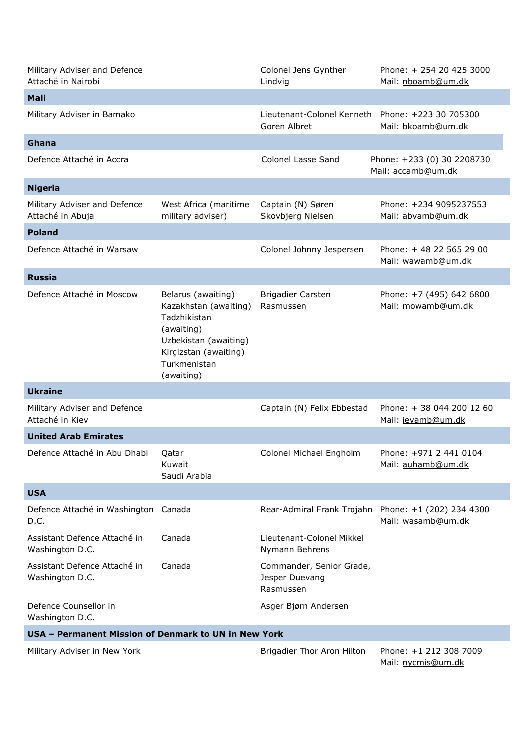| | | | |
|---|---|---|---|
| Military Adviser and Defence Attaché in Nairobi | | Colonel Jens Gynther Lindvig | Phone: + 254 20 425 3000<br>Mail: nboamb@um.dk |
| **Mali** | | | |
| Military Adviser in Bamako | | Lieutenant-Colonel Kenneth Goren Albret | Phone: +223 30 705300<br>Mail: bkoamb@um.dk |
| **Ghana** | | | |
| Defence Attaché in Accra | | Colonel Lasse Sand | Phone: +233 (0) 30 2208730<br>Mail: accamb@um.dk |
| **Nigeria** | | | |
| Military Adviser and Defence Attaché in Abuja | West Africa (maritime military adviser) | Captain (N) Søren Skovbjerg Nielsen | Phone: +234 9095237553<br>Mail: abvamb@um.dk |
| **Poland** | | | |
| Defence Attaché in Warsaw | | Colonel Johnny Jespersen | Phone: + 48 22 565 29 00<br>Mail: wawamb@um.dk |
| **Russia** | | | |
| Defence Attaché in Moscow | Belarus (awaiting)<br>Kazakhstan (awaiting)<br>Tadzhikistan (awaiting)<br>Uzbekistan (awaiting)<br>Kirgizstan (awaiting)<br>Turkmenistan (awaiting) | Brigadier Carsten Rasmussen | Phone: +7 (495) 642 6800<br>Mail: mowamb@um.dk |
| **Ukraine** | | | |
| Military Adviser and Defence Attaché in Kiev | | Captain (N) Felix Ebbestad | Phone: + 38 044 200 12 60<br>Mail: ievamb@um.dk |
| **United Arab Emirates** | | | |
| Defence Attaché in Abu Dhabi | Qatar<br>Kuwait<br>Saudi Arabia | Colonel Michael Engholm | Phone: +971 2 441 0104<br>Mail: auhamb@um.dk |
| **USA** | | | |
| Defence Attaché in Washington D.C. | Canada | Rear-Admiral Frank Trojahn | Phone: +1 (202) 234 4300<br>Mail: wasamb@um.dk |
| Assistant Defence Attaché in Washington D.C. | Canada | Lieutenant-Colonel Mikkel Nymann Behrens | |
| Assistant Defence Attaché in Washington D.C. | Canada | Commander, Senior Grade, Jesper Duevang Rasmussen | |
| Defence Counsellor in Washington D.C. | | Asger Bjørn Andersen | |
| **USA – Permanent Mission of Denmark to UN in New York** | | | |
| Military Adviser in New York | | Brigadier Thor Aron Hilton | Phone: +1 212 308 7009<br>Mail: nycmis@um.dk |